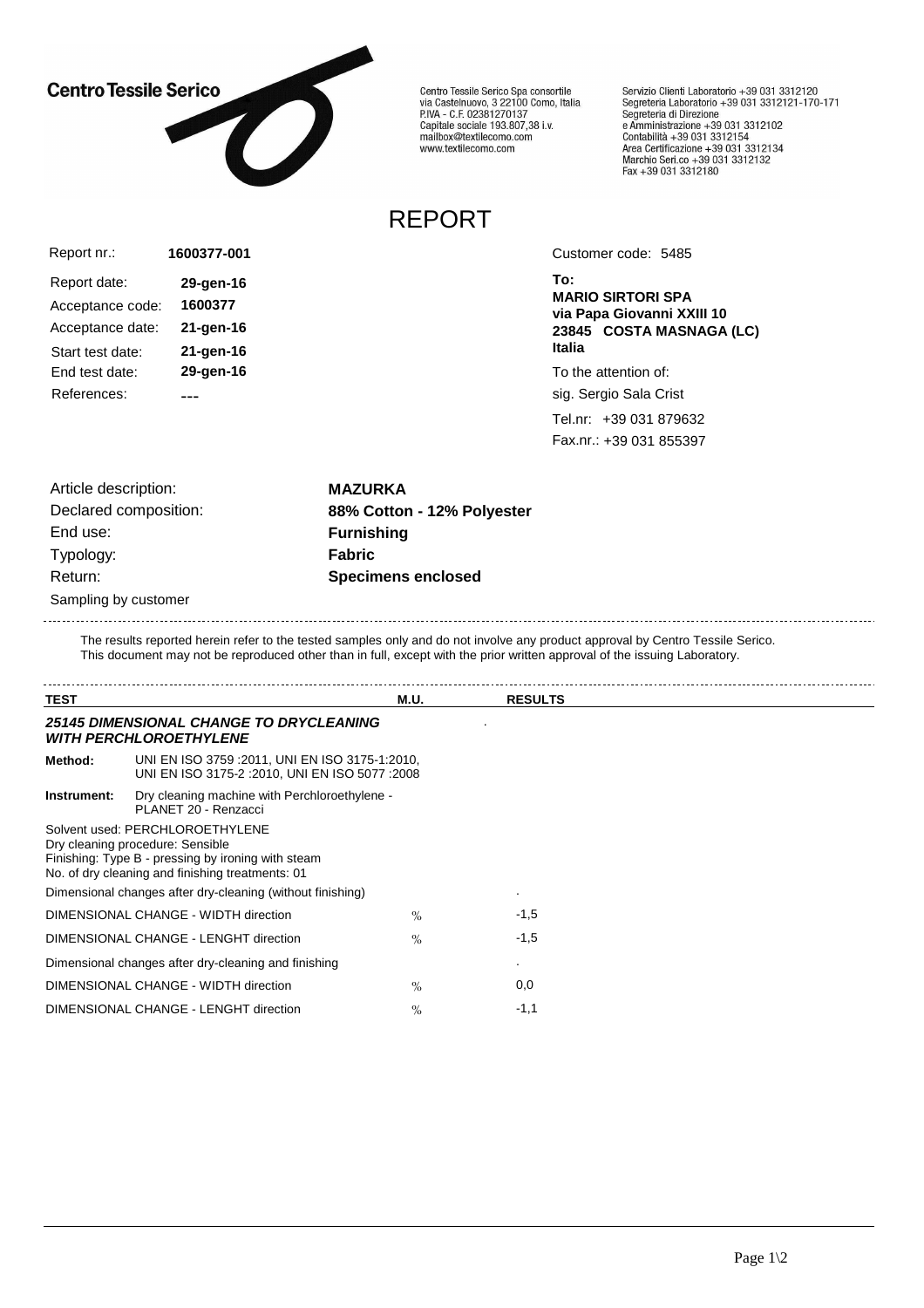Centro Tessile Serico

Centro Tessile Serico Spa consortile
via Castelnuovo, 3 22100 Como, Italia
P.IVA - C.F. 02381270137
Capitale sociale 193.807,38 i.v.
mailbox@textilecomo.com
www.textilecomo.com

Servizio Clienti Laboratorio +39 031 3312120
Segreteria Laboratorio +39 031 3312121-170-171
Segreteria di Direzione
e Amministrazione +39 031 3312102
Contabilità +39 031 3312154
Area Certificazione +39 031 3312134
Marchio Seri.co +39 031 3312132
Fax +39 031 3312180

# REPORT

| | |
|---|---|
| Report nr.: | **1600377-001** |
| Report date: | **29-gen-16** |
| Acceptance code: | **1600377** |
| Acceptance date: | **21-gen-16** |
| Start test date: | **21-gen-16** |
| End test date: | **29-gen-16** |
| References: | **---** |

Customer code: 5485

**To:**
**MARIO SIRTORI SPA**
**via Papa Giovanni XXIII 10**
**23845 COSTA MASNAGA (LC)**
**Italia**

To the attention of:
sig. Sergio Sala Crist

Tel.nr: +39 031 879632
Fax.nr.: +39 031 855397

| | |
|---|---|
| Article description: | **MAZURKA** |
| Declared composition: | **88% Cotton - 12% Polyester** |
| End use: | **Furnishing** |
| Typology: | **Fabric** |
| Return: | **Specimens enclosed** |

Sampling by customer

The results reported herein refer to the tested samples only and do not involve any product approval by Centro Tessile Serico.
This document may not be reproduced other than in full, except with the prior written approval of the issuing Laboratory.

| TEST | M.U. | RESULTS |
|---|---|---|
| ***25145 DIMENSIONAL CHANGE TO DRYCLEANING WITH PERCHLOROETHYLENE*** | | . |
| **Method:** UNI EN ISO 3759 :2011, UNI EN ISO 3175-1:2010, UNI EN ISO 3175-2 :2010, UNI EN ISO 5077 :2008 | | |
| **Instrument:** Dry cleaning machine with Perchloroethylene - PLANET 20 - Renzacci | | |
| Solvent used: PERCHLOROETHYLENE<br>Dry cleaning procedure: Sensible<br>Finishing: Type B - pressing by ironing with steam<br>No. of dry cleaning and finishing treatments: 01 | | |
| Dimensional changes after dry-cleaning (without finishing) | | . |
| DIMENSIONAL CHANGE - WIDTH direction | % | -1,5 |
| DIMENSIONAL CHANGE - LENGHT direction | % | -1,5 |
| Dimensional changes after dry-cleaning and finishing | | . |
| DIMENSIONAL CHANGE - WIDTH direction | % | 0,0 |
| DIMENSIONAL CHANGE - LENGHT direction | % | -1,1 |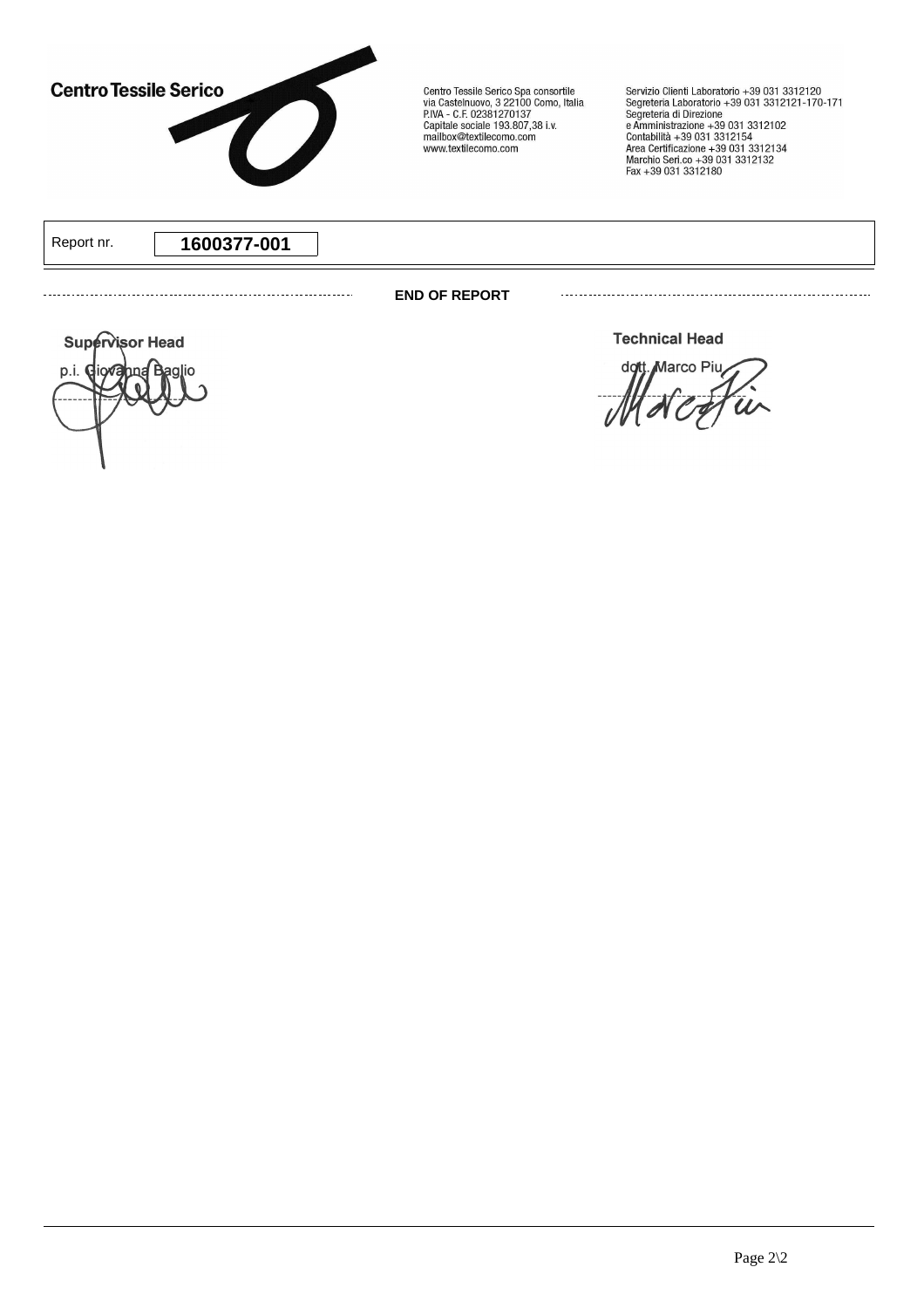**Centro Tessile Serico**

Centro Tessile Serico Spa consortile
via Castelnuovo, 3 22100 Como, Italia
P.IVA - C.F. 02381270137
Capitale sociale 193.807,38 i.v.
mailbox@textilecomo.com
www.textilecomo.com

Servizio Clienti Laboratorio +39 031 3312120
Segreteria Laboratorio +39 031 3312121-170-171
Segreteria di Direzione
e Amministrazione +39 031 3312102
Contabilità +39 031 3312154
Area Certificazione +39 031 3312134
Marchio Seri.co +39 031 3312132
Fax +39 031 3312180

Report nr. **1600377-001**

**END OF REPORT**

**Supervisor Head**
p.i. Giovanna Baglio

**Technical Head**
dott. Marco Piu